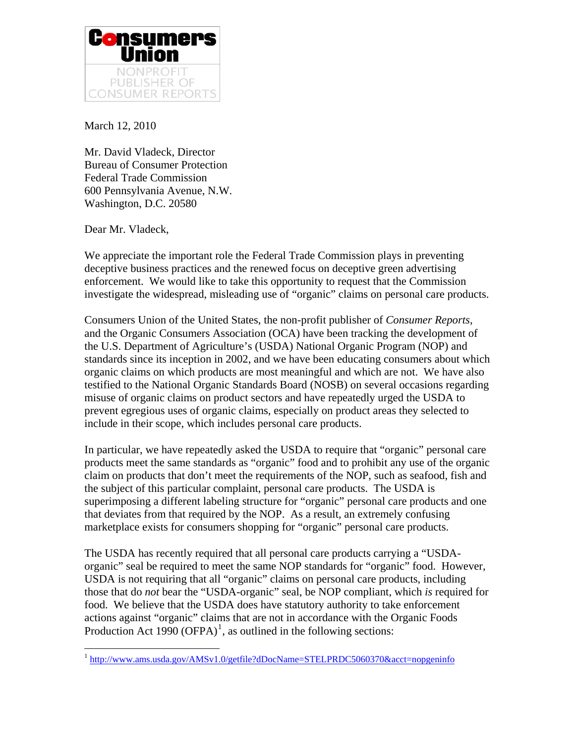Consumers Union

NONPROFIT PUBLISHER OF CONSUMER REPORTS

March 12, 2010

Mr. David Vladeck, Director
Bureau of Consumer Protection
Federal Trade Commission
600 Pennsylvania Avenue, N.W.
Washington, D.C. 20580

Dear Mr. Vladeck,

We appreciate the important role the Federal Trade Commission plays in preventing deceptive business practices and the renewed focus on deceptive green advertising enforcement. We would like to take this opportunity to request that the Commission investigate the widespread, misleading use of "organic" claims on personal care products.

Consumers Union of the United States, the non-profit publisher of *Consumer Reports*, and the Organic Consumers Association (OCA) have been tracking the development of the U.S. Department of Agriculture's (USDA) National Organic Program (NOP) and standards since its inception in 2002, and we have been educating consumers about which organic claims on which products are most meaningful and which are not. We have also testified to the National Organic Standards Board (NOSB) on several occasions regarding misuse of organic claims on product sectors and have repeatedly urged the USDA to prevent egregious uses of organic claims, especially on product areas they selected to include in their scope, which includes personal care products.

In particular, we have repeatedly asked the USDA to require that "organic" personal care products meet the same standards as "organic" food and to prohibit any use of the organic claim on products that don't meet the requirements of the NOP, such as seafood, fish and the subject of this particular complaint, personal care products. The USDA is superimposing a different labeling structure for "organic" personal care products and one that deviates from that required by the NOP. As a result, an extremely confusing marketplace exists for consumers shopping for "organic" personal care products.

The USDA has recently required that all personal care products carrying a "USDA-organic" seal be required to meet the same NOP standards for "organic" food. However, USDA is not requiring that all "organic" claims on personal care products, including those that do *not* bear the "USDA-organic" seal, be NOP compliant, which *is* required for food. We believe that the USDA does have statutory authority to take enforcement actions against "organic" claims that are not in accordance with the Organic Foods Production Act 1990 (OFPA)[1], as outlined in the following sections:

[1] http://www.ams.usda.gov/AMSv1.0/getfile?dDocName=STELPRDC5060370&acct=nopgeninfo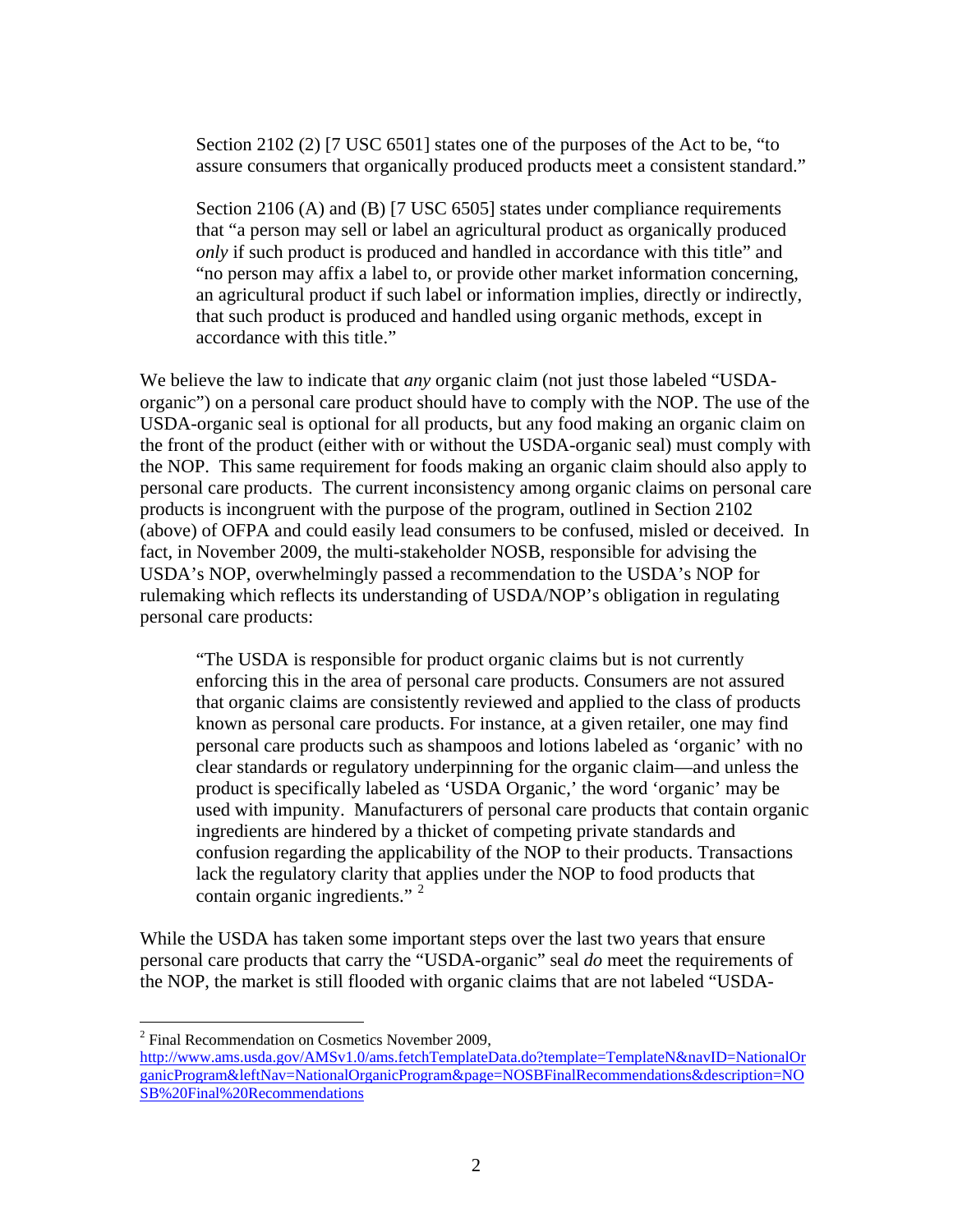> Section 2102 (2) [7 USC 6501] states one of the purposes of the Act to be, "to assure consumers that organically produced products meet a consistent standard."
>
> Section 2106 (A) and (B) [7 USC 6505] states under compliance requirements that "a person may sell or label an agricultural product as organically produced *only* if such product is produced and handled in accordance with this title" and "no person may affix a label to, or provide other market information concerning, an agricultural product if such label or information implies, directly or indirectly, that such product is produced and handled using organic methods, except in accordance with this title."

We believe the law to indicate that *any* organic claim (not just those labeled "USDA-organic") on a personal care product should have to comply with the NOP. The use of the USDA-organic seal is optional for all products, but any food making an organic claim on the front of the product (either with or without the USDA-organic seal) must comply with the NOP. This same requirement for foods making an organic claim should also apply to personal care products. The current inconsistency among organic claims on personal care products is incongruent with the purpose of the program, outlined in Section 2102 (above) of OFPA and could easily lead consumers to be confused, misled or deceived. In fact, in November 2009, the multi-stakeholder NOSB, responsible for advising the USDA's NOP, overwhelmingly passed a recommendation to the USDA's NOP for rulemaking which reflects its understanding of USDA/NOP's obligation in regulating personal care products:

> "The USDA is responsible for product organic claims but is not currently enforcing this in the area of personal care products. Consumers are not assured that organic claims are consistently reviewed and applied to the class of products known as personal care products. For instance, at a given retailer, one may find personal care products such as shampoos and lotions labeled as 'organic' with no clear standards or regulatory underpinning for the organic claim—and unless the product is specifically labeled as 'USDA Organic,' the word 'organic' may be used with impunity. Manufacturers of personal care products that contain organic ingredients are hindered by a thicket of competing private standards and confusion regarding the applicability of the NOP to their products. Transactions lack the regulatory clarity that applies under the NOP to food products that contain organic ingredients." [2]

While the USDA has taken some important steps over the last two years that ensure personal care products that carry the "USDA-organic" seal *do* meet the requirements of the NOP, the market is still flooded with organic claims that are not labeled "USDA-

---

[2] Final Recommendation on Cosmetics November 2009, http://www.ams.usda.gov/AMSv1.0/ams.fetchTemplateData.do?template=TemplateN&navID=NationalOrganicProgram&leftNav=NationalOrganicProgram&page=NOSBFinalRecommendations&description=NOSB%20Final%20Recommendations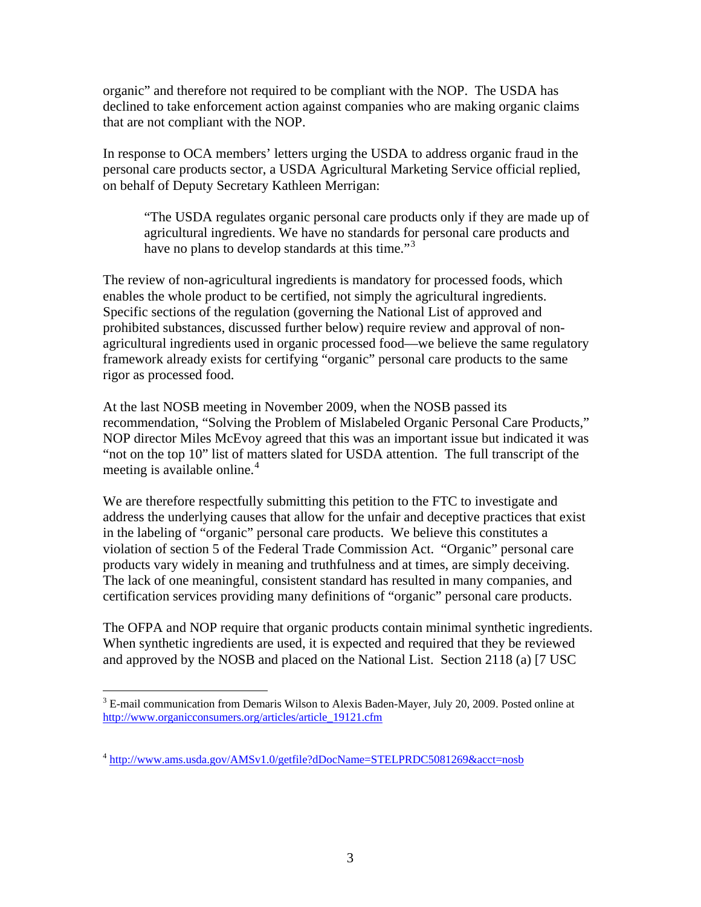organic" and therefore not required to be compliant with the NOP. The USDA has declined to take enforcement action against companies who are making organic claims that are not compliant with the NOP.

In response to OCA members' letters urging the USDA to address organic fraud in the personal care products sector, a USDA Agricultural Marketing Service official replied, on behalf of Deputy Secretary Kathleen Merrigan:

> "The USDA regulates organic personal care products only if they are made up of agricultural ingredients. We have no standards for personal care products and have no plans to develop standards at this time."[3]

The review of non-agricultural ingredients is mandatory for processed foods, which enables the whole product to be certified, not simply the agricultural ingredients. Specific sections of the regulation (governing the National List of approved and prohibited substances, discussed further below) require review and approval of non-agricultural ingredients used in organic processed food—we believe the same regulatory framework already exists for certifying "organic" personal care products to the same rigor as processed food.

At the last NOSB meeting in November 2009, when the NOSB passed its recommendation, "Solving the Problem of Mislabeled Organic Personal Care Products," NOP director Miles McEvoy agreed that this was an important issue but indicated it was "not on the top 10" list of matters slated for USDA attention. The full transcript of the meeting is available online.[4]

We are therefore respectfully submitting this petition to the FTC to investigate and address the underlying causes that allow for the unfair and deceptive practices that exist in the labeling of "organic" personal care products. We believe this constitutes a violation of section 5 of the Federal Trade Commission Act. "Organic" personal care products vary widely in meaning and truthfulness and at times, are simply deceiving. The lack of one meaningful, consistent standard has resulted in many companies, and certification services providing many definitions of "organic" personal care products.

The OFPA and NOP require that organic products contain minimal synthetic ingredients. When synthetic ingredients are used, it is expected and required that they be reviewed and approved by the NOSB and placed on the National List. Section 2118 (a) [7 USC

---

[3] E-mail communication from Demaris Wilson to Alexis Baden-Mayer, July 20, 2009. Posted online at http://www.organicconsumers.org/articles/article_19121.cfm

[4] http://www.ams.usda.gov/AMSv1.0/getfile?dDocName=STELPRDC5081269&acct=nosb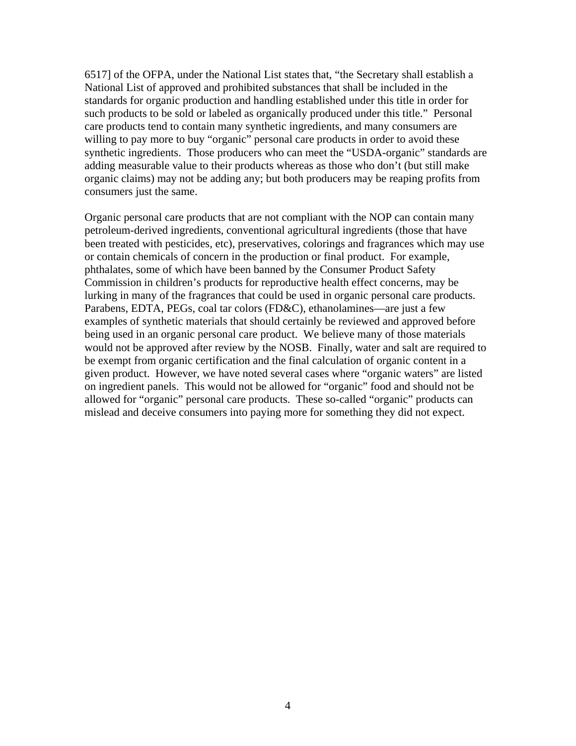6517] of the OFPA, under the National List states that, "the Secretary shall establish a National List of approved and prohibited substances that shall be included in the standards for organic production and handling established under this title in order for such products to be sold or labeled as organically produced under this title." Personal care products tend to contain many synthetic ingredients, and many consumers are willing to pay more to buy "organic" personal care products in order to avoid these synthetic ingredients. Those producers who can meet the "USDA-organic" standards are adding measurable value to their products whereas as those who don't (but still make organic claims) may not be adding any; but both producers may be reaping profits from consumers just the same.

Organic personal care products that are not compliant with the NOP can contain many petroleum-derived ingredients, conventional agricultural ingredients (those that have been treated with pesticides, etc), preservatives, colorings and fragrances which may use or contain chemicals of concern in the production or final product. For example, phthalates, some of which have been banned by the Consumer Product Safety Commission in children's products for reproductive health effect concerns, may be lurking in many of the fragrances that could be used in organic personal care products. Parabens, EDTA, PEGs, coal tar colors (FD&C), ethanolamines—are just a few examples of synthetic materials that should certainly be reviewed and approved before being used in an organic personal care product. We believe many of those materials would not be approved after review by the NOSB. Finally, water and salt are required to be exempt from organic certification and the final calculation of organic content in a given product. However, we have noted several cases where "organic waters" are listed on ingredient panels. This would not be allowed for "organic" food and should not be allowed for "organic" personal care products. These so-called "organic" products can mislead and deceive consumers into paying more for something they did not expect.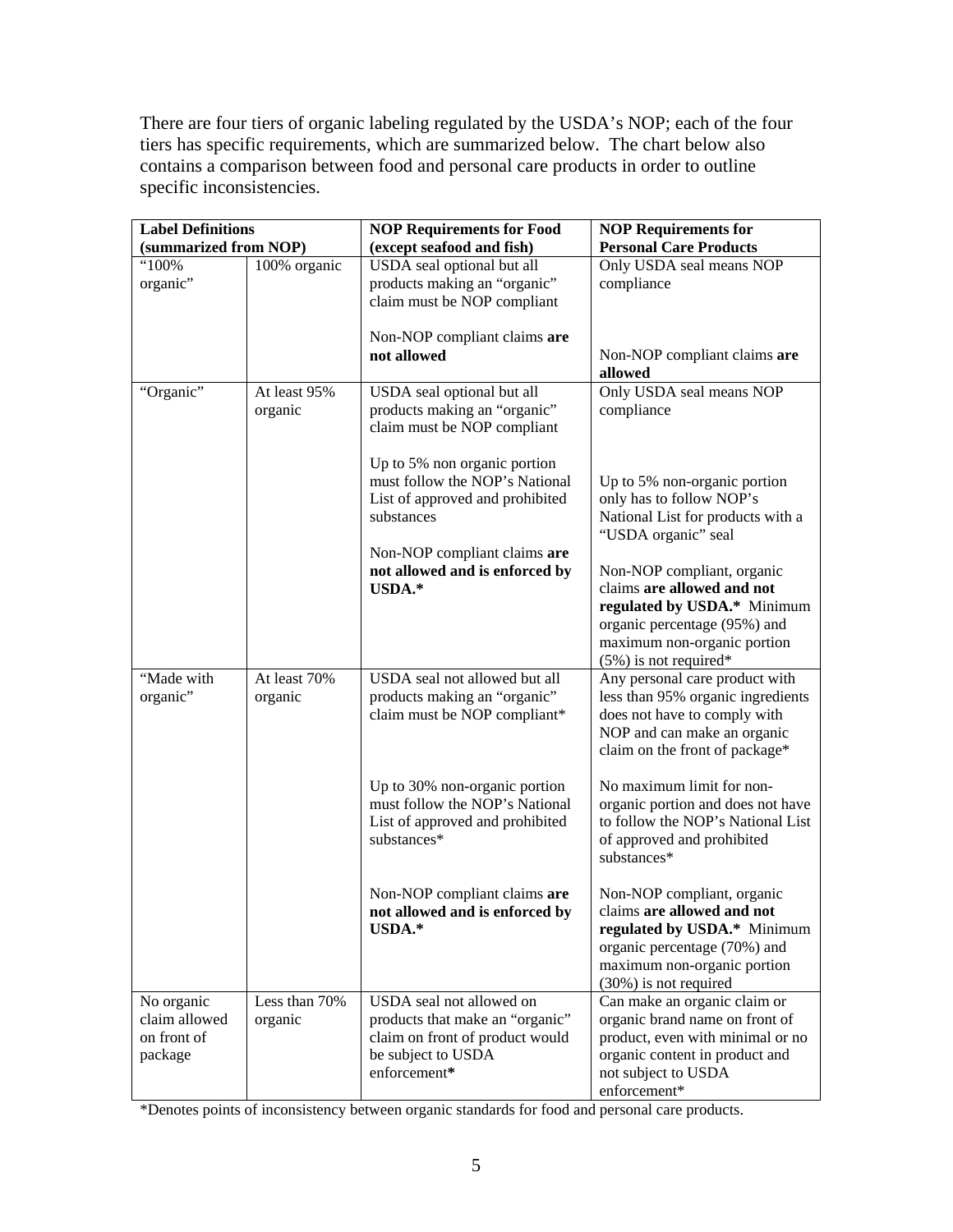There are four tiers of organic labeling regulated by the USDA's NOP; each of the four tiers has specific requirements, which are summarized below. The chart below also contains a comparison between food and personal care products in order to outline specific inconsistencies.

| **Label Definitions (summarized from NOP)** | | **NOP Requirements for Food (except seafood and fish)** | **NOP Requirements for Personal Care Products** |
|---|---|---|---|
| "100% organic" | 100% organic | USDA seal optional but all products making an "organic" claim must be NOP compliant<br><br>Non-NOP compliant claims **are not allowed** | Only USDA seal means NOP compliance<br><br>Non-NOP compliant claims **are allowed** |
| "Organic" | At least 95% organic | USDA seal optional but all products making an "organic" claim must be NOP compliant<br><br>Up to 5% non organic portion must follow the NOP's National List of approved and prohibited substances<br><br>Non-NOP compliant claims **are not allowed and is enforced by USDA.*** | Only USDA seal means NOP compliance<br><br>Up to 5% non-organic portion only has to follow NOP's National List for products with a "USDA organic" seal<br><br>Non-NOP compliant, organic claims **are allowed and not regulated by USDA.*** Minimum organic percentage (95%) and maximum non-organic portion (5%) is not required* |
| "Made with organic" | At least 70% organic | USDA seal not allowed but all products making an "organic" claim must be NOP compliant*<br><br>Up to 30% non-organic portion must follow the NOP's National List of approved and prohibited substances*<br><br>Non-NOP compliant claims **are not allowed and is enforced by USDA.*** | Any personal care product with less than 95% organic ingredients does not have to comply with NOP and can make an organic claim on the front of package*<br><br>No maximum limit for non-organic portion and does not have to follow the NOP's National List of approved and prohibited substances*<br><br>Non-NOP compliant, organic claims **are allowed and not regulated by USDA.*** Minimum organic percentage (70%) and maximum non-organic portion (30%) is not required |
| No organic claim allowed on front of package | Less than 70% organic | USDA seal not allowed on products that make an "organic" claim on front of product would be subject to USDA enforcement* | Can make an organic claim or organic brand name on front of product, even with minimal or no organic content in product and not subject to USDA enforcement* |

*Denotes points of inconsistency between organic standards for food and personal care products.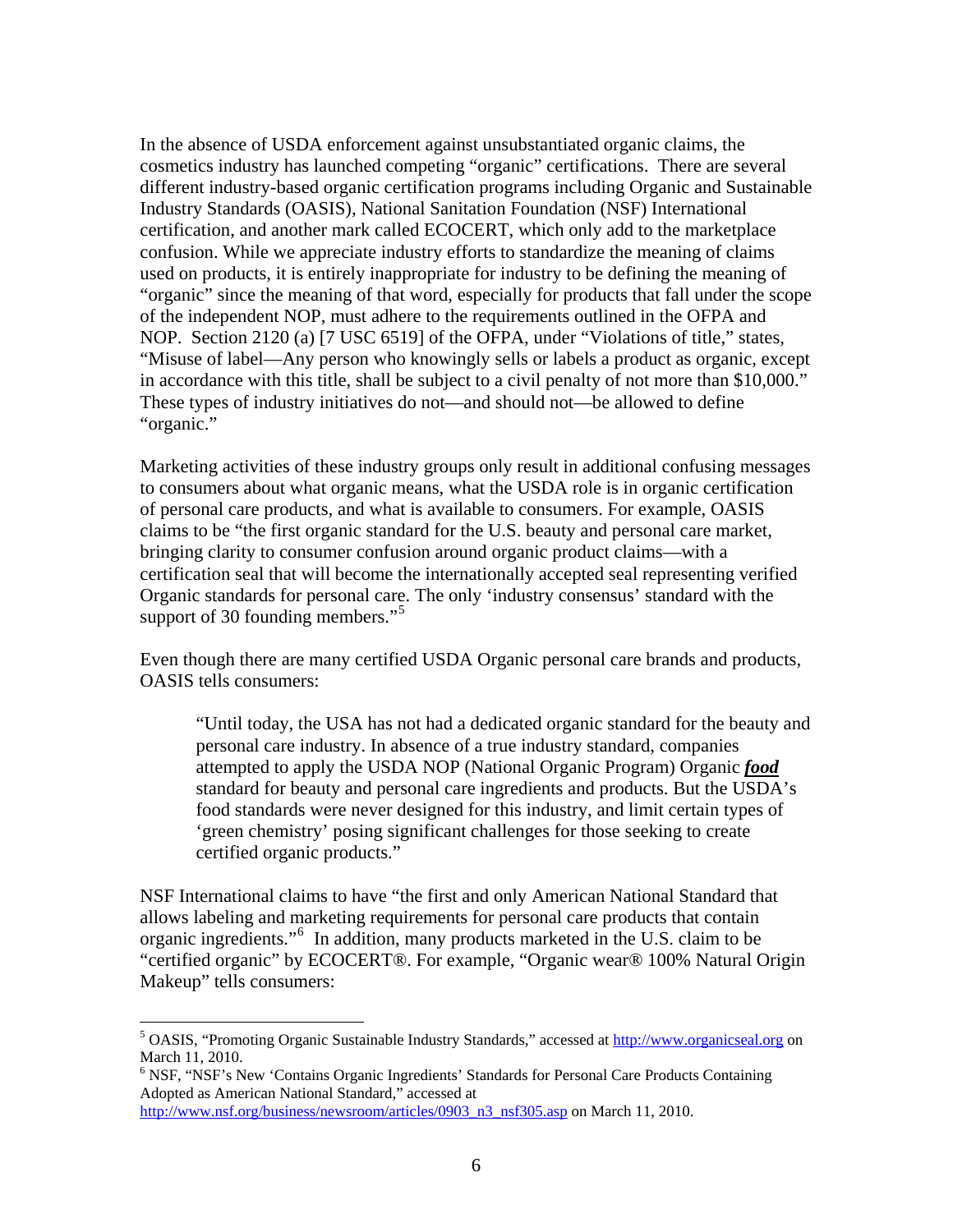In the absence of USDA enforcement against unsubstantiated organic claims, the cosmetics industry has launched competing "organic" certifications. There are several different industry-based organic certification programs including Organic and Sustainable Industry Standards (OASIS), National Sanitation Foundation (NSF) International certification, and another mark called ECOCERT, which only add to the marketplace confusion. While we appreciate industry efforts to standardize the meaning of claims used on products, it is entirely inappropriate for industry to be defining the meaning of "organic" since the meaning of that word, especially for products that fall under the scope of the independent NOP, must adhere to the requirements outlined in the OFPA and NOP. Section 2120 (a) [7 USC 6519] of the OFPA, under "Violations of title," states, "Misuse of label—Any person who knowingly sells or labels a product as organic, except in accordance with this title, shall be subject to a civil penalty of not more than $10,000." These types of industry initiatives do not—and should not—be allowed to define "organic."

Marketing activities of these industry groups only result in additional confusing messages to consumers about what organic means, what the USDA role is in organic certification of personal care products, and what is available to consumers. For example, OASIS claims to be "the first organic standard for the U.S. beauty and personal care market, bringing clarity to consumer confusion around organic product claims—with a certification seal that will become the internationally accepted seal representing verified Organic standards for personal care. The only 'industry consensus' standard with the support of 30 founding members."[5]

Even though there are many certified USDA Organic personal care brands and products, OASIS tells consumers:

> "Until today, the USA has not had a dedicated organic standard for the beauty and personal care industry. In absence of a true industry standard, companies attempted to apply the USDA NOP (National Organic Program) Organic ***food*** standard for beauty and personal care ingredients and products. But the USDA's food standards were never designed for this industry, and limit certain types of 'green chemistry' posing significant challenges for those seeking to create certified organic products."

NSF International claims to have "the first and only American National Standard that allows labeling and marketing requirements for personal care products that contain organic ingredients."[6] In addition, many products marketed in the U.S. claim to be "certified organic" by ECOCERT®. For example, "Organic wear® 100% Natural Origin Makeup" tells consumers:

---

[5] OASIS, "Promoting Organic Sustainable Industry Standards," accessed at http://www.organicseal.org on March 11, 2010.

[6] NSF, "NSF's New 'Contains Organic Ingredients' Standards for Personal Care Products Containing Adopted as American National Standard," accessed at http://www.nsf.org/business/newsroom/articles/0903_n3_nsf305.asp on March 11, 2010.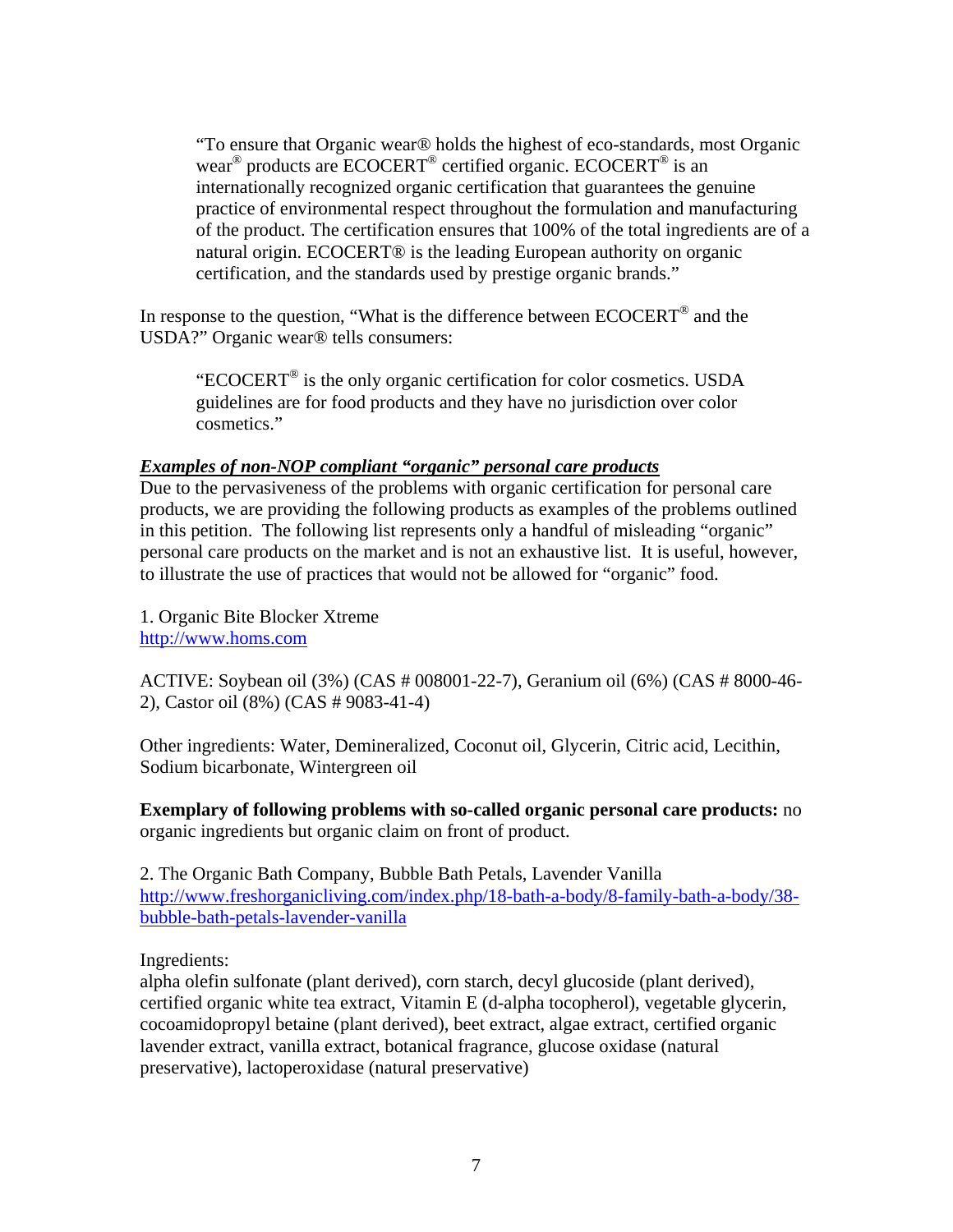> "To ensure that Organic wear® holds the highest of eco-standards, most Organic wear® products are ECOCERT® certified organic. ECOCERT® is an internationally recognized organic certification that guarantees the genuine practice of environmental respect throughout the formulation and manufacturing of the product. The certification ensures that 100% of the total ingredients are of a natural origin. ECOCERT® is the leading European authority on organic certification, and the standards used by prestige organic brands."

In response to the question, "What is the difference between ECOCERT® and the USDA?" Organic wear® tells consumers:

> "ECOCERT® is the only organic certification for color cosmetics. USDA guidelines are for food products and they have no jurisdiction over color cosmetics."

***Examples of non-NOP compliant "organic" personal care products***

Due to the pervasiveness of the problems with organic certification for personal care products, we are providing the following products as examples of the problems outlined in this petition. The following list represents only a handful of misleading "organic" personal care products on the market and is not an exhaustive list. It is useful, however, to illustrate the use of practices that would not be allowed for "organic" food.

1. Organic Bite Blocker Xtreme
http://www.homs.com

ACTIVE: Soybean oil (3%) (CAS # 008001-22-7), Geranium oil (6%) (CAS # 8000-46-2), Castor oil (8%) (CAS # 9083-41-4)

Other ingredients: Water, Demineralized, Coconut oil, Glycerin, Citric acid, Lecithin, Sodium bicarbonate, Wintergreen oil

**Exemplary of following problems with so-called organic personal care products:** no organic ingredients but organic claim on front of product.

2. The Organic Bath Company, Bubble Bath Petals, Lavender Vanilla
http://www.freshorganicliving.com/index.php/18-bath-a-body/8-family-bath-a-body/38-bubble-bath-petals-lavender-vanilla

Ingredients:
alpha olefin sulfonate (plant derived), corn starch, decyl glucoside (plant derived), certified organic white tea extract, Vitamin E (d-alpha tocopherol), vegetable glycerin, cocoamidopropyl betaine (plant derived), beet extract, algae extract, certified organic lavender extract, vanilla extract, botanical fragrance, glucose oxidase (natural preservative), lactoperoxidase (natural preservative)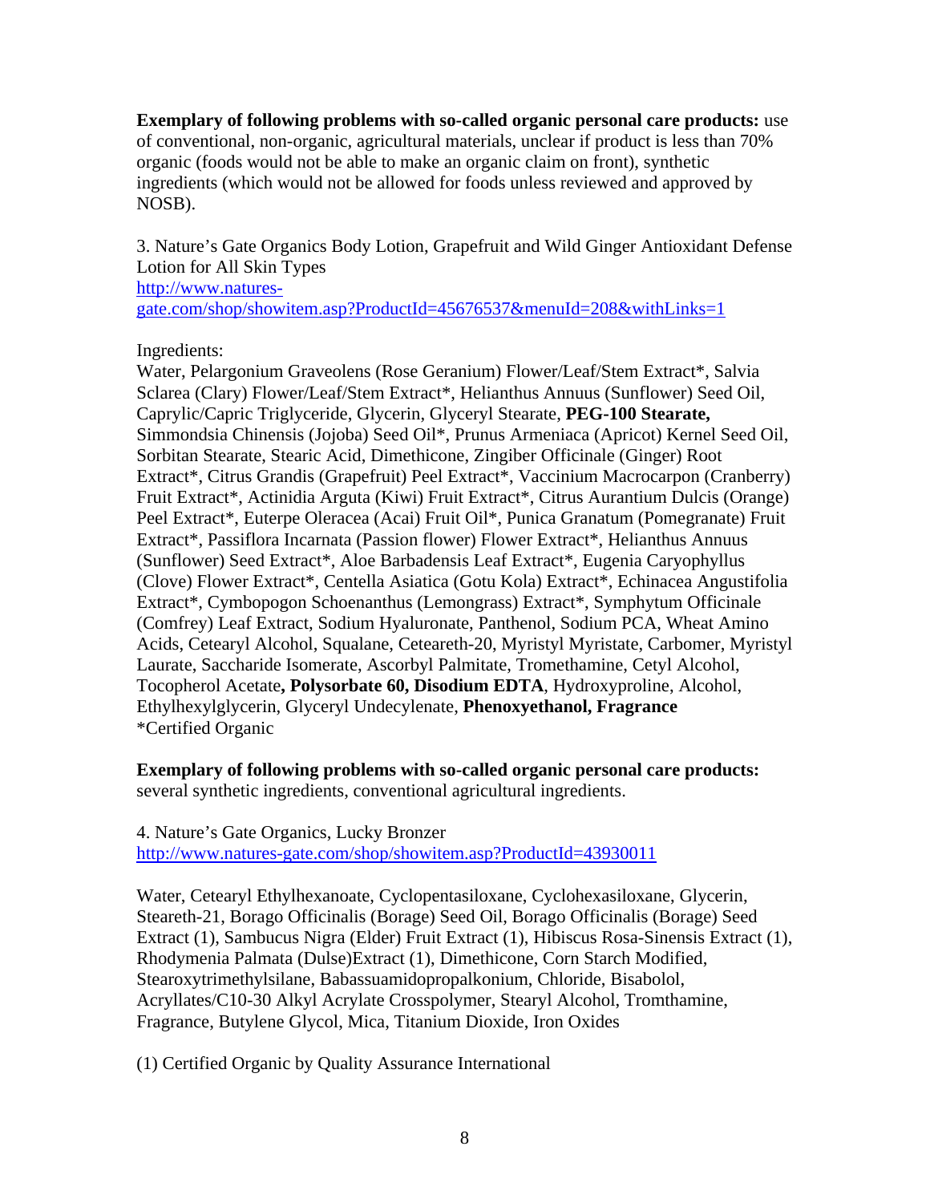**Exemplary of following problems with so-called organic personal care products:** use of conventional, non-organic, agricultural materials, unclear if product is less than 70% organic (foods would not be able to make an organic claim on front), synthetic ingredients (which would not be allowed for foods unless reviewed and approved by NOSB).

3. Nature's Gate Organics Body Lotion, Grapefruit and Wild Ginger Antioxidant Defense Lotion for All Skin Types
http://www.natures-gate.com/shop/showitem.asp?ProductId=45676537&menuId=208&withLinks=1

Ingredients:
Water, Pelargonium Graveolens (Rose Geranium) Flower/Leaf/Stem Extract*, Salvia Sclarea (Clary) Flower/Leaf/Stem Extract*, Helianthus Annuus (Sunflower) Seed Oil, Caprylic/Capric Triglyceride, Glycerin, Glyceryl Stearate, **PEG-100 Stearate,** Simmondsia Chinensis (Jojoba) Seed Oil*, Prunus Armeniaca (Apricot) Kernel Seed Oil, Sorbitan Stearate, Stearic Acid, Dimethicone, Zingiber Officinale (Ginger) Root Extract*, Citrus Grandis (Grapefruit) Peel Extract*, Vaccinium Macrocarpon (Cranberry) Fruit Extract*, Actinidia Arguta (Kiwi) Fruit Extract*, Citrus Aurantium Dulcis (Orange) Peel Extract*, Euterpe Oleracea (Acai) Fruit Oil*, Punica Granatum (Pomegranate) Fruit Extract*, Passiflora Incarnata (Passion flower) Flower Extract*, Helianthus Annuus (Sunflower) Seed Extract*, Aloe Barbadensis Leaf Extract*, Eugenia Caryophyllus (Clove) Flower Extract*, Centella Asiatica (Gotu Kola) Extract*, Echinacea Angustifolia Extract*, Cymbopogon Schoenanthus (Lemongrass) Extract*, Symphytum Officinale (Comfrey) Leaf Extract, Sodium Hyaluronate, Panthenol, Sodium PCA, Wheat Amino Acids, Cetearyl Alcohol, Squalane, Ceteareth-20, Myristyl Myristate, Carbomer, Myristyl Laurate, Saccharide Isomerate, Ascorbyl Palmitate, Tromethamine, Cetyl Alcohol, Tocopherol Acetate**, Polysorbate 60, Disodium EDTA**, Hydroxyproline, Alcohol, Ethylhexylglycerin, Glyceryl Undecylenate, **Phenoxyethanol, Fragrance**
*Certified Organic

**Exemplary of following problems with so-called organic personal care products:** several synthetic ingredients, conventional agricultural ingredients.

4. Nature's Gate Organics, Lucky Bronzer
http://www.natures-gate.com/shop/showitem.asp?ProductId=43930011

Water, Cetearyl Ethylhexanoate, Cyclopentasiloxane, Cyclohexasiloxane, Glycerin, Steareth-21, Borago Officinalis (Borage) Seed Oil, Borago Officinalis (Borage) Seed Extract (1), Sambucus Nigra (Elder) Fruit Extract (1), Hibiscus Rosa-Sinensis Extract (1), Rhodymenia Palmata (Dulse)Extract (1), Dimethicone, Corn Starch Modified, Stearoxytrimethylsilane, Babassuamidopropalkonium, Chloride, Bisabolol, Acryllates/C10-30 Alkyl Acrylate Crosspolymer, Stearyl Alcohol, Tromthamine, Fragrance, Butylene Glycol, Mica, Titanium Dioxide, Iron Oxides

(1) Certified Organic by Quality Assurance International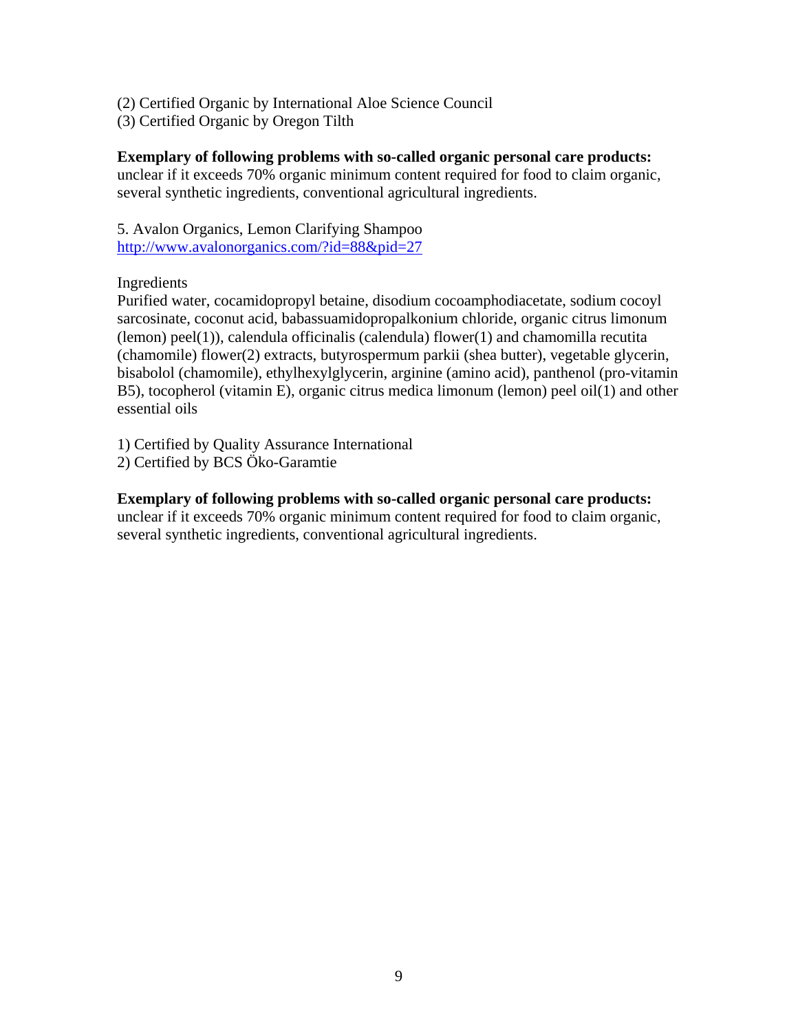(2) Certified Organic by International Aloe Science Council
(3) Certified Organic by Oregon Tilth

**Exemplary of following problems with so-called organic personal care products:** unclear if it exceeds 70% organic minimum content required for food to claim organic, several synthetic ingredients, conventional agricultural ingredients.

5. Avalon Organics, Lemon Clarifying Shampoo
[http://www.avalonorganics.com/?id=88&pid=27](http://www.avalonorganics.com/?id=88&pid=27)

Ingredients
Purified water, cocamidopropyl betaine, disodium cocoamphodiacetate, sodium cocoyl sarcosinate, coconut acid, babassuamidopropalkonium chloride, organic citrus limonum (lemon) peel(1)), calendula officinalis (calendula) flower(1) and chamomilla recutita (chamomile) flower(2) extracts, butyrospermum parkii (shea butter), vegetable glycerin, bisabolol (chamomile), ethylhexylglycerin, arginine (amino acid), panthenol (pro-vitamin B5), tocopherol (vitamin E), organic citrus medica limonum (lemon) peel oil(1) and other essential oils

1) Certified by Quality Assurance International
2) Certified by BCS Öko-Garamtie

**Exemplary of following problems with so-called organic personal care products:** unclear if it exceeds 70% organic minimum content required for food to claim organic, several synthetic ingredients, conventional agricultural ingredients.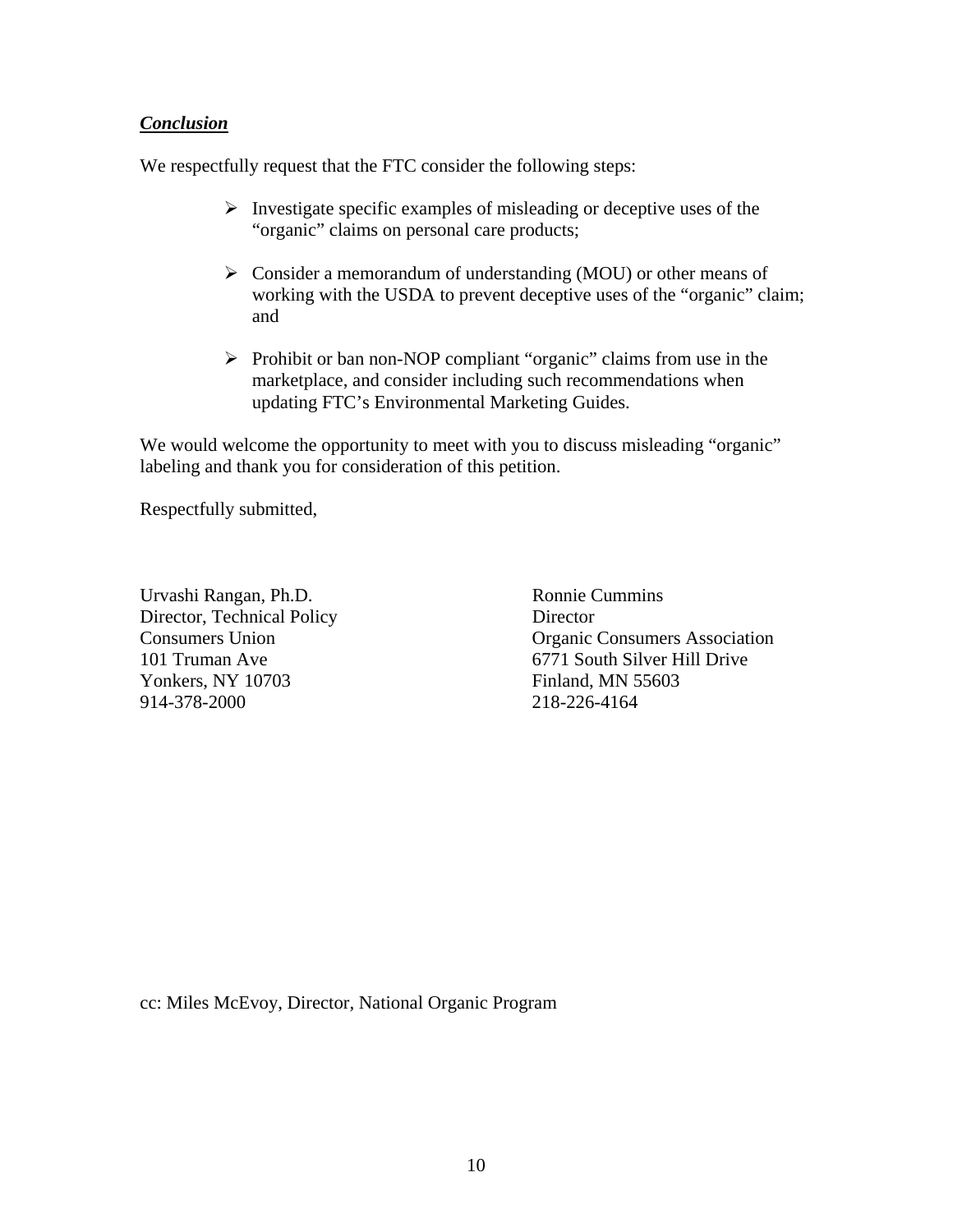***Conclusion***

We respectfully request that the FTC consider the following steps:

- Investigate specific examples of misleading or deceptive uses of the "organic" claims on personal care products;
- Consider a memorandum of understanding (MOU) or other means of working with the USDA to prevent deceptive uses of the "organic" claim; and
- Prohibit or ban non-NOP compliant "organic" claims from use in the marketplace, and consider including such recommendations when updating FTC's Environmental Marketing Guides.

We would welcome the opportunity to meet with you to discuss misleading "organic" labeling and thank you for consideration of this petition.

Respectfully submitted,

Urvashi Rangan, Ph.D.
Director, Technical Policy
Consumers Union
101 Truman Ave
Yonkers, NY 10703
914-378-2000

Ronnie Cummins
Director
Organic Consumers Association
6771 South Silver Hill Drive
Finland, MN 55603
218-226-4164

cc: Miles McEvoy, Director, National Organic Program